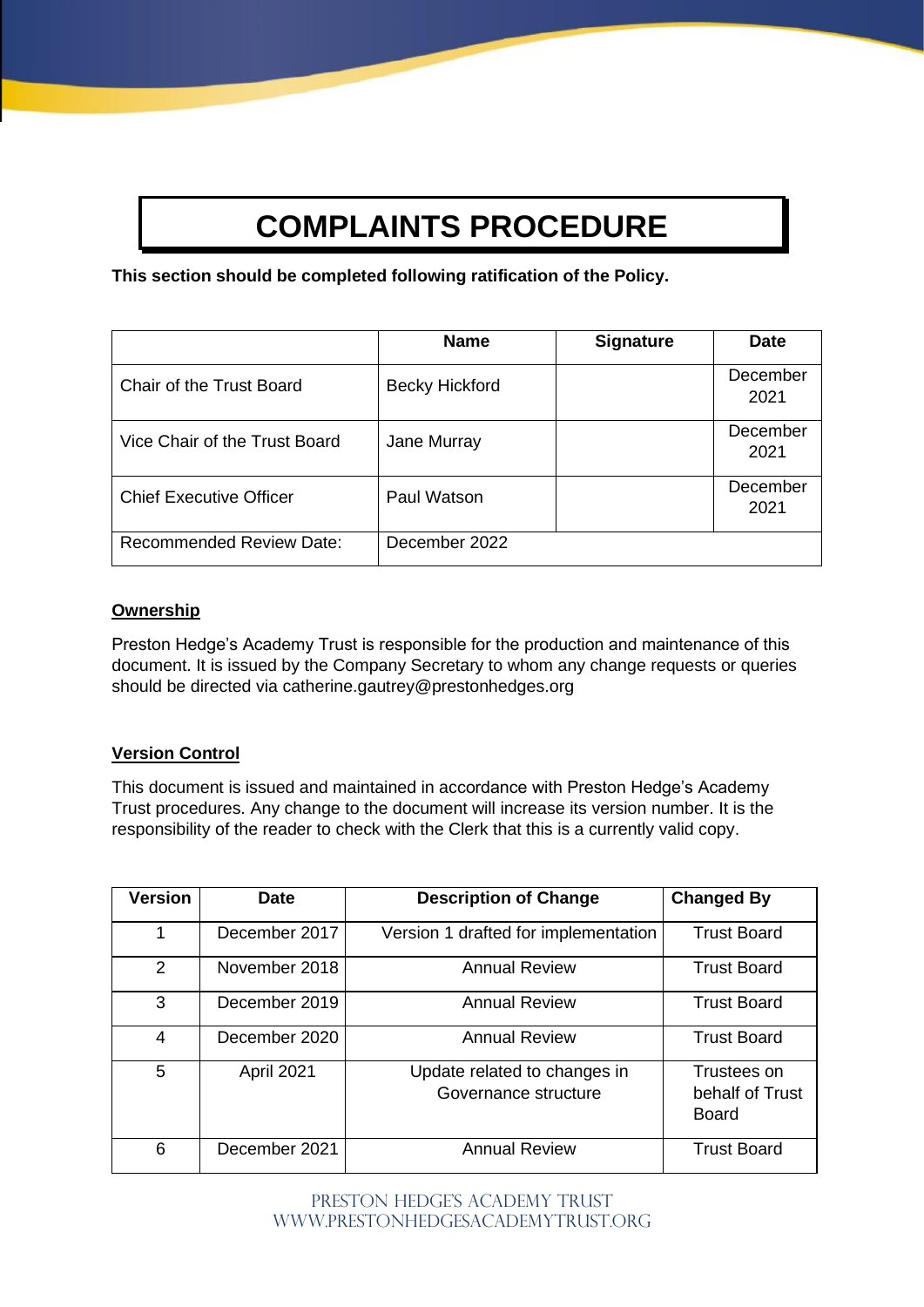# COMPLAINTS PROCEDURE

**This section should be completed following ratification of the Policy.**

| | Name | Signature | Date |
|---|---|---|---|
| Chair of the Trust Board | Becky Hickford | | December 2021 |
| Vice Chair of the Trust Board | Jane Murray | | December 2021 |
| Chief Executive Officer | Paul Watson | | December 2021 |
| Recommended Review Date: | December 2022 | | |

## Ownership

Preston Hedge's Academy Trust is responsible for the production and maintenance of this document. It is issued by the Company Secretary to whom any change requests or queries should be directed via catherine.gautrey@prestonhedges.org

## Version Control

This document is issued and maintained in accordance with Preston Hedge's Academy Trust procedures. Any change to the document will increase its version number. It is the responsibility of the reader to check with the Clerk that this is a currently valid copy.

| Version | Date | Description of Change | Changed By |
|---|---|---|---|
| 1 | December 2017 | Version 1 drafted for implementation | Trust Board |
| 2 | November 2018 | Annual Review | Trust Board |
| 3 | December 2019 | Annual Review | Trust Board |
| 4 | December 2020 | Annual Review | Trust Board |
| 5 | April 2021 | Update related to changes in Governance structure | Trustees on behalf of Trust Board |
| 6 | December 2021 | Annual Review | Trust Board |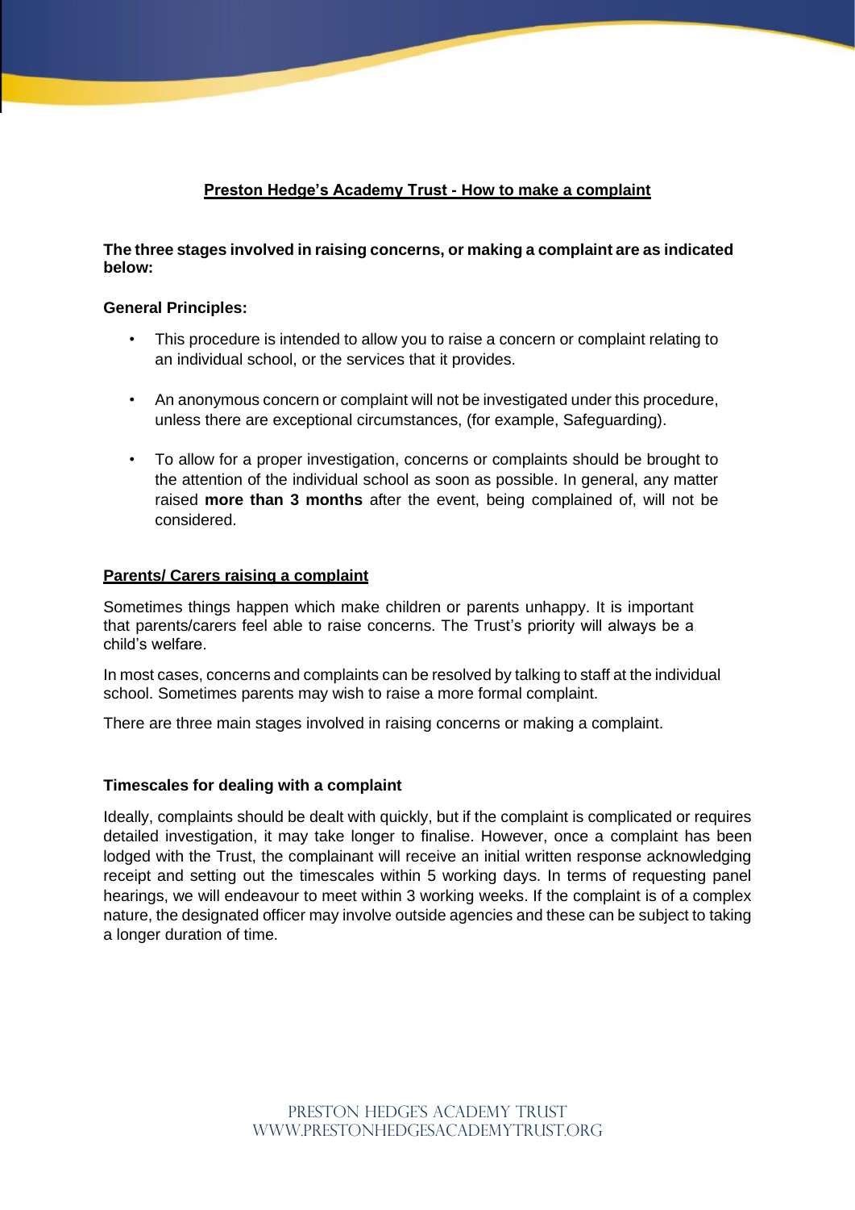# Preston Hedge's Academy Trust - How to make a complaint

**The three stages involved in raising concerns, or making a complaint are as indicated below:**

**General Principles:**

- This procedure is intended to allow you to raise a concern or complaint relating to an individual school, or the services that it provides.

- An anonymous concern or complaint will not be investigated under this procedure, unless there are exceptional circumstances, (for example, Safeguarding).

- To allow for a proper investigation, concerns or complaints should be brought to the attention of the individual school as soon as possible. In general, any matter raised **more than 3 months** after the event, being complained of, will not be considered.

## Parents/ Carers raising a complaint

Sometimes things happen which make children or parents unhappy. It is important that parents/carers feel able to raise concerns. The Trust's priority will always be a child's welfare.

In most cases, concerns and complaints can be resolved by talking to staff at the individual school. Sometimes parents may wish to raise a more formal complaint.

There are three main stages involved in raising concerns or making a complaint.

### Timescales for dealing with a complaint

Ideally, complaints should be dealt with quickly, but if the complaint is complicated or requires detailed investigation, it may take longer to finalise. However, once a complaint has been lodged with the Trust, the complainant will receive an initial written response acknowledging receipt and setting out the timescales within 5 working days. In terms of requesting panel hearings, we will endeavour to meet within 3 working weeks. If the complaint is of a complex nature, the designated officer may involve outside agencies and these can be subject to taking a longer duration of time.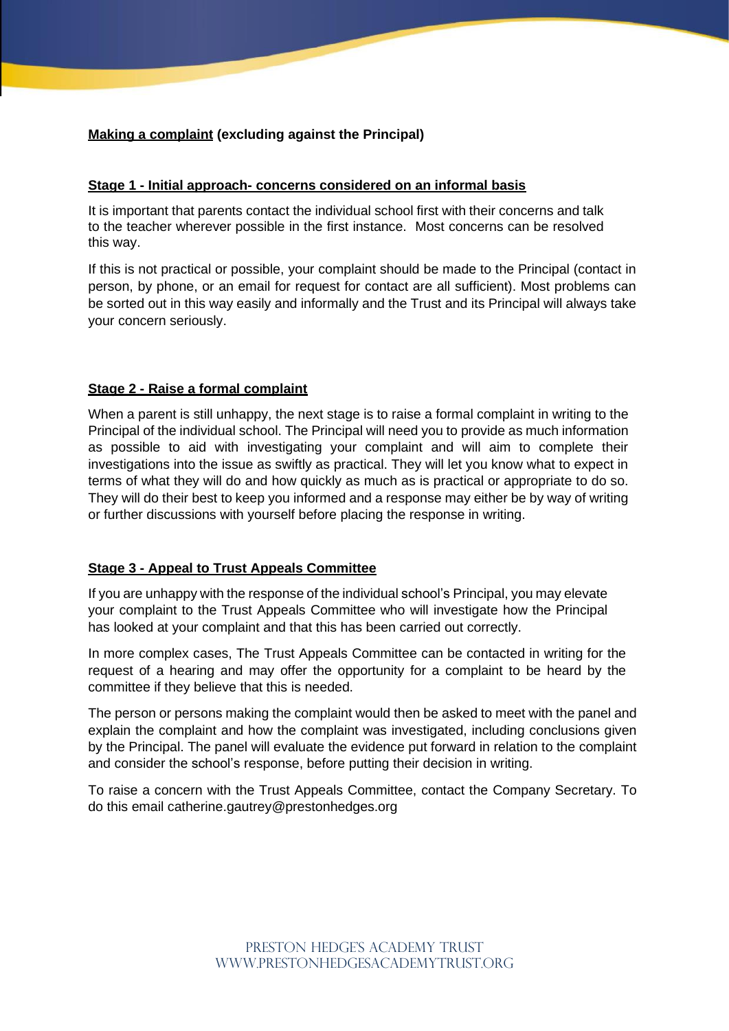**Making a complaint (excluding against the Principal)**

**Stage 1 - Initial approach- concerns considered on an informal basis**

It is important that parents contact the individual school first with their concerns and talk to the teacher wherever possible in the first instance. Most concerns can be resolved this way.

If this is not practical or possible, your complaint should be made to the Principal (contact in person, by phone, or an email for request for contact are all sufficient). Most problems can be sorted out in this way easily and informally and the Trust and its Principal will always take your concern seriously.

**Stage 2 - Raise a formal complaint**

When a parent is still unhappy, the next stage is to raise a formal complaint in writing to the Principal of the individual school. The Principal will need you to provide as much information as possible to aid with investigating your complaint and will aim to complete their investigations into the issue as swiftly as practical. They will let you know what to expect in terms of what they will do and how quickly as much as is practical or appropriate to do so. They will do their best to keep you informed and a response may either be by way of writing or further discussions with yourself before placing the response in writing.

**Stage 3 - Appeal to Trust Appeals Committee**

If you are unhappy with the response of the individual school's Principal, you may elevate your complaint to the Trust Appeals Committee who will investigate how the Principal has looked at your complaint and that this has been carried out correctly.

In more complex cases, The Trust Appeals Committee can be contacted in writing for the request of a hearing and may offer the opportunity for a complaint to be heard by the committee if they believe that this is needed.

The person or persons making the complaint would then be asked to meet with the panel and explain the complaint and how the complaint was investigated, including conclusions given by the Principal. The panel will evaluate the evidence put forward in relation to the complaint and consider the school's response, before putting their decision in writing.

To raise a concern with the Trust Appeals Committee, contact the Company Secretary. To do this email catherine.gautrey@prestonhedges.org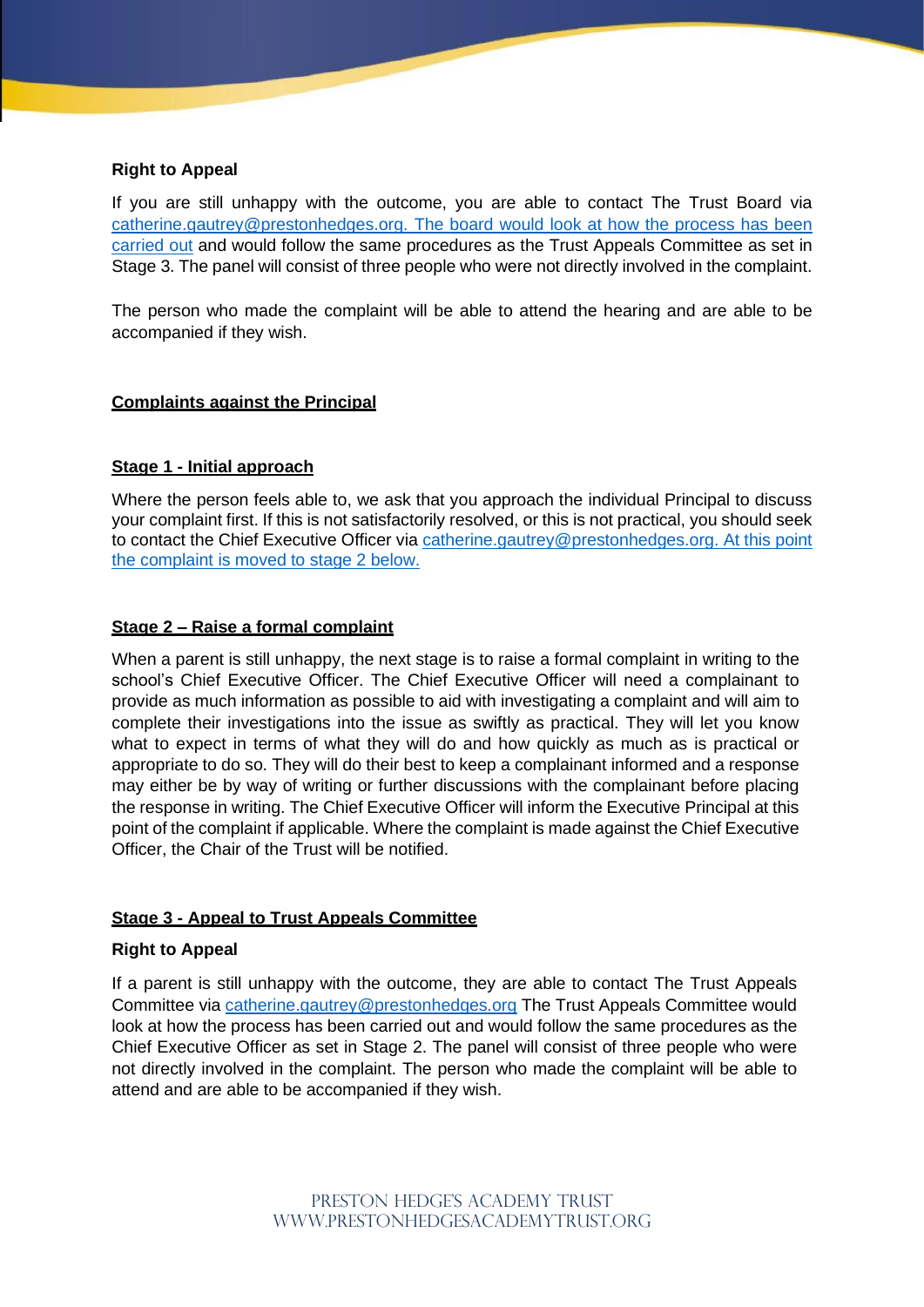**Right to Appeal**

If you are still unhappy with the outcome, you are able to contact The Trust Board via catherine.gautrey@prestonhedges.org. The board would look at how the process has been carried out and would follow the same procedures as the Trust Appeals Committee as set in Stage 3. The panel will consist of three people who were not directly involved in the complaint.

The person who made the complaint will be able to attend the hearing and are able to be accompanied if they wish.

## Complaints against the Principal

### Stage 1 - Initial approach

Where the person feels able to, we ask that you approach the individual Principal to discuss your complaint first. If this is not satisfactorily resolved, or this is not practical, you should seek to contact the Chief Executive Officer via catherine.gautrey@prestonhedges.org. At this point the complaint is moved to stage 2 below.

### Stage 2 – Raise a formal complaint

When a parent is still unhappy, the next stage is to raise a formal complaint in writing to the school's Chief Executive Officer. The Chief Executive Officer will need a complainant to provide as much information as possible to aid with investigating a complaint and will aim to complete their investigations into the issue as swiftly as practical. They will let you know what to expect in terms of what they will do and how quickly as much as is practical or appropriate to do so. They will do their best to keep a complainant informed and a response may either be by way of writing or further discussions with the complainant before placing the response in writing. The Chief Executive Officer will inform the Executive Principal at this point of the complaint if applicable. Where the complaint is made against the Chief Executive Officer, the Chair of the Trust will be notified.

### Stage 3 - Appeal to Trust Appeals Committee

**Right to Appeal**

If a parent is still unhappy with the outcome, they are able to contact The Trust Appeals Committee via catherine.gautrey@prestonhedges.org The Trust Appeals Committee would look at how the process has been carried out and would follow the same procedures as the Chief Executive Officer as set in Stage 2. The panel will consist of three people who were not directly involved in the complaint. The person who made the complaint will be able to attend and are able to be accompanied if they wish.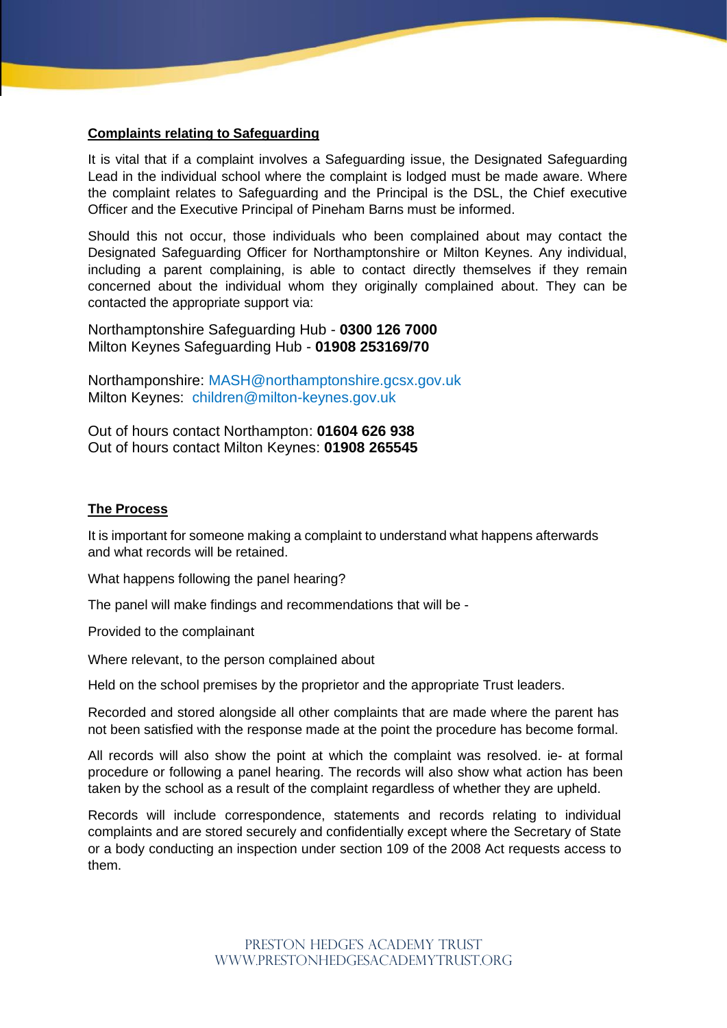**Complaints relating to Safeguarding**

It is vital that if a complaint involves a Safeguarding issue, the Designated Safeguarding Lead in the individual school where the complaint is lodged must be made aware. Where the complaint relates to Safeguarding and the Principal is the DSL, the Chief executive Officer and the Executive Principal of Pineham Barns must be informed.

Should this not occur, those individuals who been complained about may contact the Designated Safeguarding Officer for Northamptonshire or Milton Keynes. Any individual, including a parent complaining, is able to contact directly themselves if they remain concerned about the individual whom they originally complained about. They can be contacted the appropriate support via:

Northamptonshire Safeguarding Hub - **0300 126 7000**
Milton Keynes Safeguarding Hub - **01908 253169/70**

Northamponshire: MASH@northamptonshire.gcsx.gov.uk
Milton Keynes: children@milton-keynes.gov.uk

Out of hours contact Northampton: **01604 626 938**
Out of hours contact Milton Keynes: **01908 265545**

**The Process**

It is important for someone making a complaint to understand what happens afterwards and what records will be retained.

What happens following the panel hearing?

The panel will make findings and recommendations that will be -

Provided to the complainant

Where relevant, to the person complained about

Held on the school premises by the proprietor and the appropriate Trust leaders.

Recorded and stored alongside all other complaints that are made where the parent has not been satisfied with the response made at the point the procedure has become formal.

All records will also show the point at which the complaint was resolved. ie- at formal procedure or following a panel hearing. The records will also show what action has been taken by the school as a result of the complaint regardless of whether they are upheld.

Records will include correspondence, statements and records relating to individual complaints and are stored securely and confidentially except where the Secretary of State or a body conducting an inspection under section 109 of the 2008 Act requests access to them.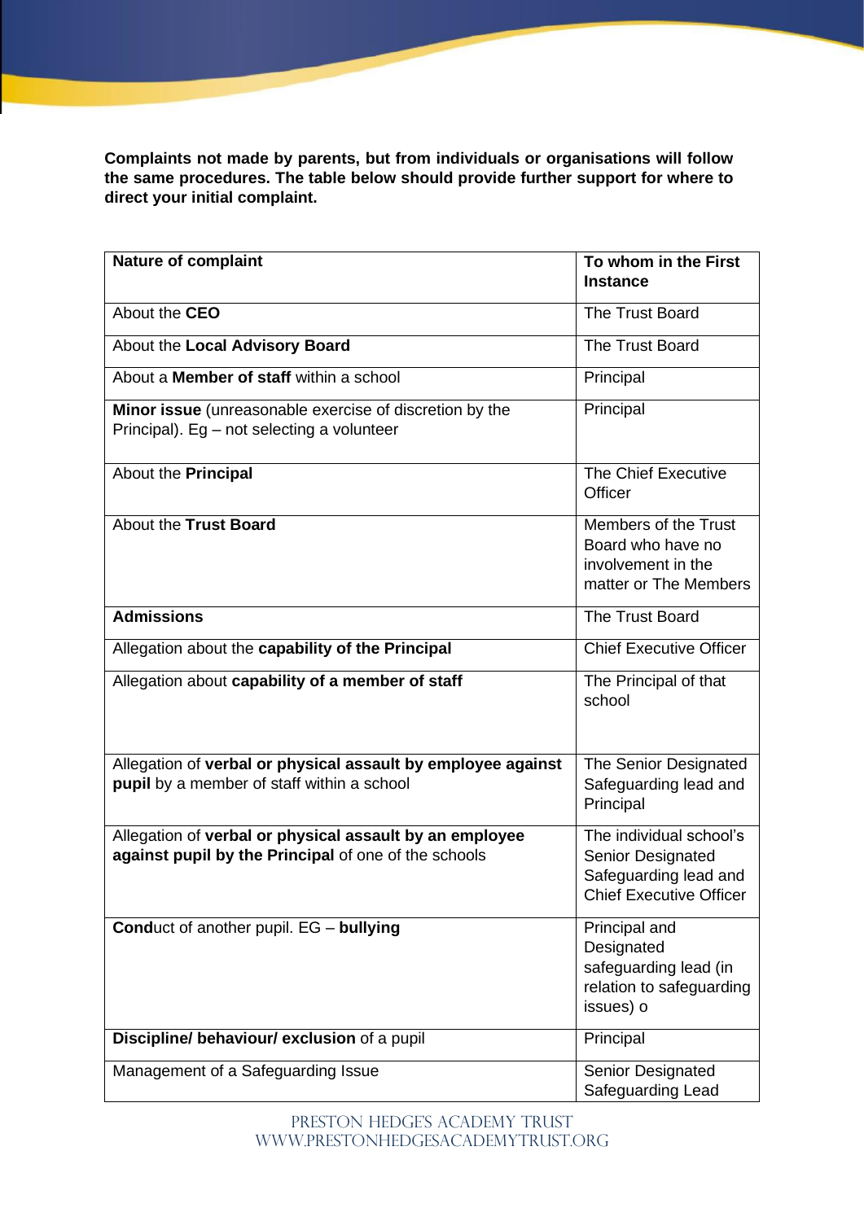**Complaints not made by parents, but from individuals or organisations will follow the same procedures. The table below should provide further support for where to direct your initial complaint.**

| Nature of complaint | To whom in the First Instance |
|---|---|
| About the **CEO** | The Trust Board |
| About the **Local Advisory Board** | The Trust Board |
| About a **Member of staff** within a school | Principal |
| **Minor issue** (unreasonable exercise of discretion by the Principal). Eg – not selecting a volunteer | Principal |
| About the **Principal** | The Chief Executive Officer |
| About the **Trust Board** | Members of the Trust Board who have no involvement in the matter or The Members |
| **Admissions** | The Trust Board |
| Allegation about the **capability of the Principal** | Chief Executive Officer |
| Allegation about **capability of a member of staff** | The Principal of that school |
| Allegation of **verbal or physical assault by employee against pupil** by a member of staff within a school | The Senior Designated Safeguarding lead and Principal |
| Allegation of **verbal or physical assault by an employee against pupil by the Principal** of one of the schools | The individual school's Senior Designated Safeguarding lead and Chief Executive Officer |
| **Cond**uct of another pupil. EG – **bullying** | Principal and Designated safeguarding lead (in relation to safeguarding issues) o |
| **Discipline/ behaviour/ exclusion** of a pupil | Principal |
| Management of a Safeguarding Issue | Senior Designated Safeguarding Lead |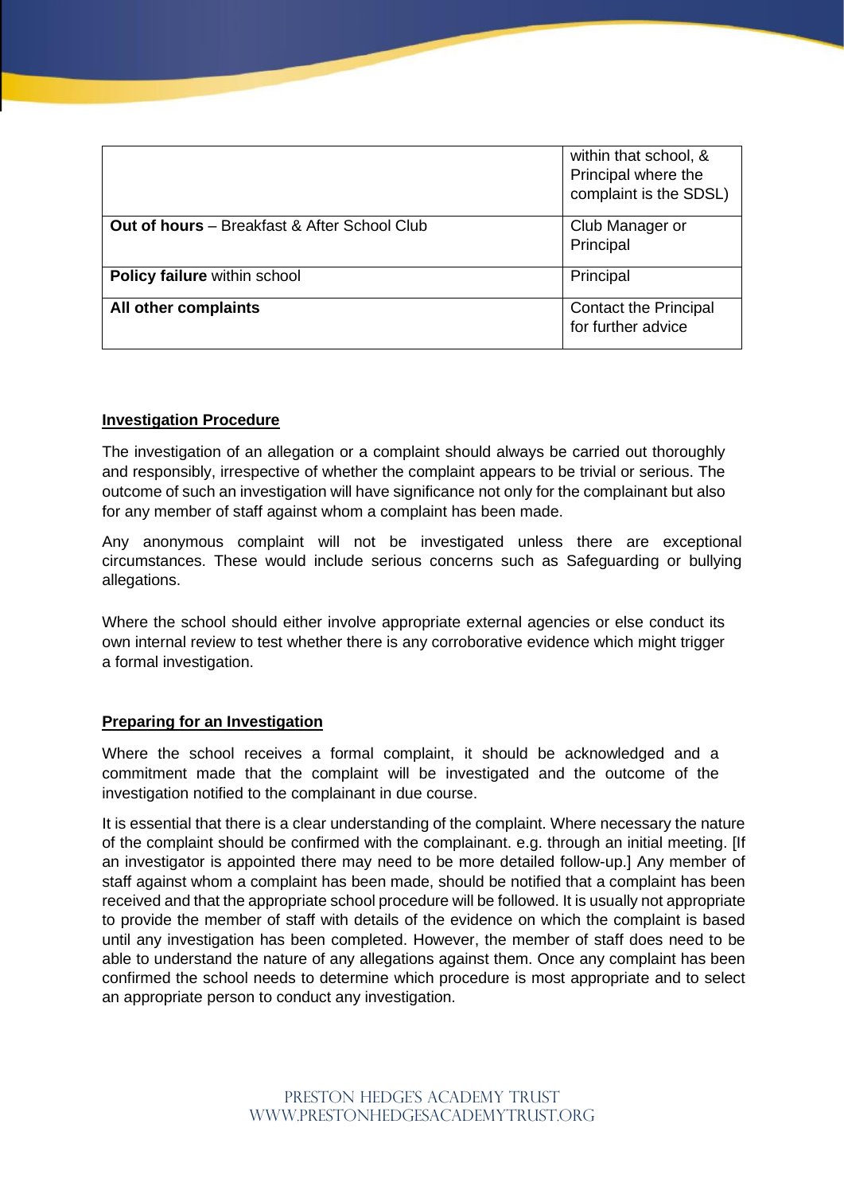| | |
|---|---|
| | within that school, & Principal where the complaint is the SDSL) |
| **Out of hours** – Breakfast & After School Club | Club Manager or Principal |
| **Policy failure** within school | Principal |
| **All other complaints** | Contact the Principal for further advice |

**Investigation Procedure**

The investigation of an allegation or a complaint should always be carried out thoroughly and responsibly, irrespective of whether the complaint appears to be trivial or serious. The outcome of such an investigation will have significance not only for the complainant but also for any member of staff against whom a complaint has been made.

Any anonymous complaint will not be investigated unless there are exceptional circumstances. These would include serious concerns such as Safeguarding or bullying allegations.

Where the school should either involve appropriate external agencies or else conduct its own internal review to test whether there is any corroborative evidence which might trigger a formal investigation.

**Preparing for an Investigation**

Where the school receives a formal complaint, it should be acknowledged and a commitment made that the complaint will be investigated and the outcome of the investigation notified to the complainant in due course.

It is essential that there is a clear understanding of the complaint. Where necessary the nature of the complaint should be confirmed with the complainant. e.g. through an initial meeting. [If an investigator is appointed there may need to be more detailed follow-up.] Any member of staff against whom a complaint has been made, should be notified that a complaint has been received and that the appropriate school procedure will be followed. It is usually not appropriate to provide the member of staff with details of the evidence on which the complaint is based until any investigation has been completed. However, the member of staff does need to be able to understand the nature of any allegations against them. Once any complaint has been confirmed the school needs to determine which procedure is most appropriate and to select an appropriate person to conduct any investigation.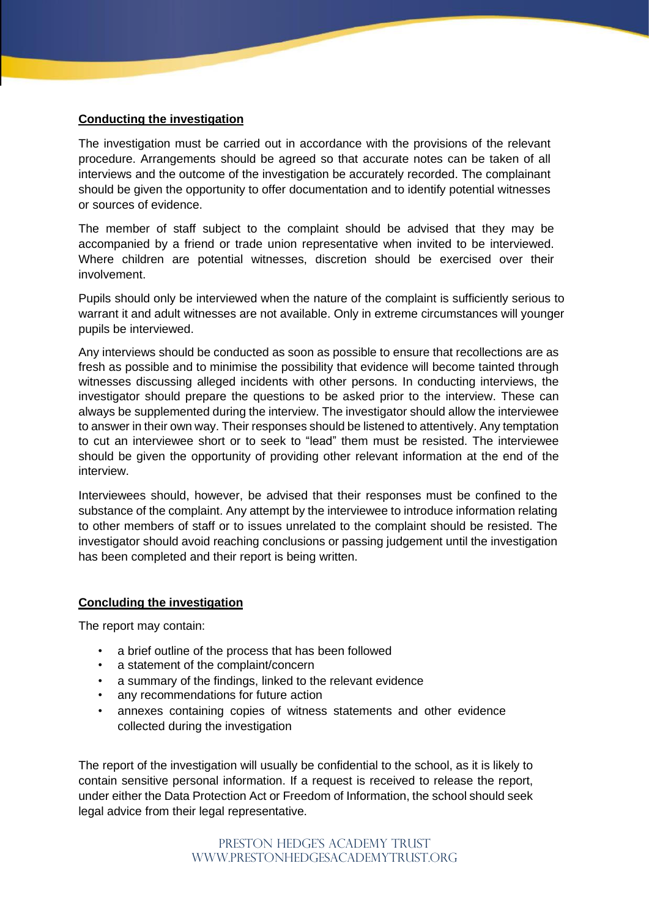**Conducting the investigation**

The investigation must be carried out in accordance with the provisions of the relevant procedure. Arrangements should be agreed so that accurate notes can be taken of all interviews and the outcome of the investigation be accurately recorded. The complainant should be given the opportunity to offer documentation and to identify potential witnesses or sources of evidence.

The member of staff subject to the complaint should be advised that they may be accompanied by a friend or trade union representative when invited to be interviewed. Where children are potential witnesses, discretion should be exercised over their involvement.

Pupils should only be interviewed when the nature of the complaint is sufficiently serious to warrant it and adult witnesses are not available. Only in extreme circumstances will younger pupils be interviewed.

Any interviews should be conducted as soon as possible to ensure that recollections are as fresh as possible and to minimise the possibility that evidence will become tainted through witnesses discussing alleged incidents with other persons. In conducting interviews, the investigator should prepare the questions to be asked prior to the interview. These can always be supplemented during the interview. The investigator should allow the interviewee to answer in their own way. Their responses should be listened to attentively. Any temptation to cut an interviewee short or to seek to "lead" them must be resisted. The interviewee should be given the opportunity of providing other relevant information at the end of the interview.

Interviewees should, however, be advised that their responses must be confined to the substance of the complaint. Any attempt by the interviewee to introduce information relating to other members of staff or to issues unrelated to the complaint should be resisted. The investigator should avoid reaching conclusions or passing judgement until the investigation has been completed and their report is being written.

**Concluding the investigation**

The report may contain:

- a brief outline of the process that has been followed
- a statement of the complaint/concern
- a summary of the findings, linked to the relevant evidence
- any recommendations for future action
- annexes containing copies of witness statements and other evidence collected during the investigation

The report of the investigation will usually be confidential to the school, as it is likely to contain sensitive personal information. If a request is received to release the report, under either the Data Protection Act or Freedom of Information, the school should seek legal advice from their legal representative.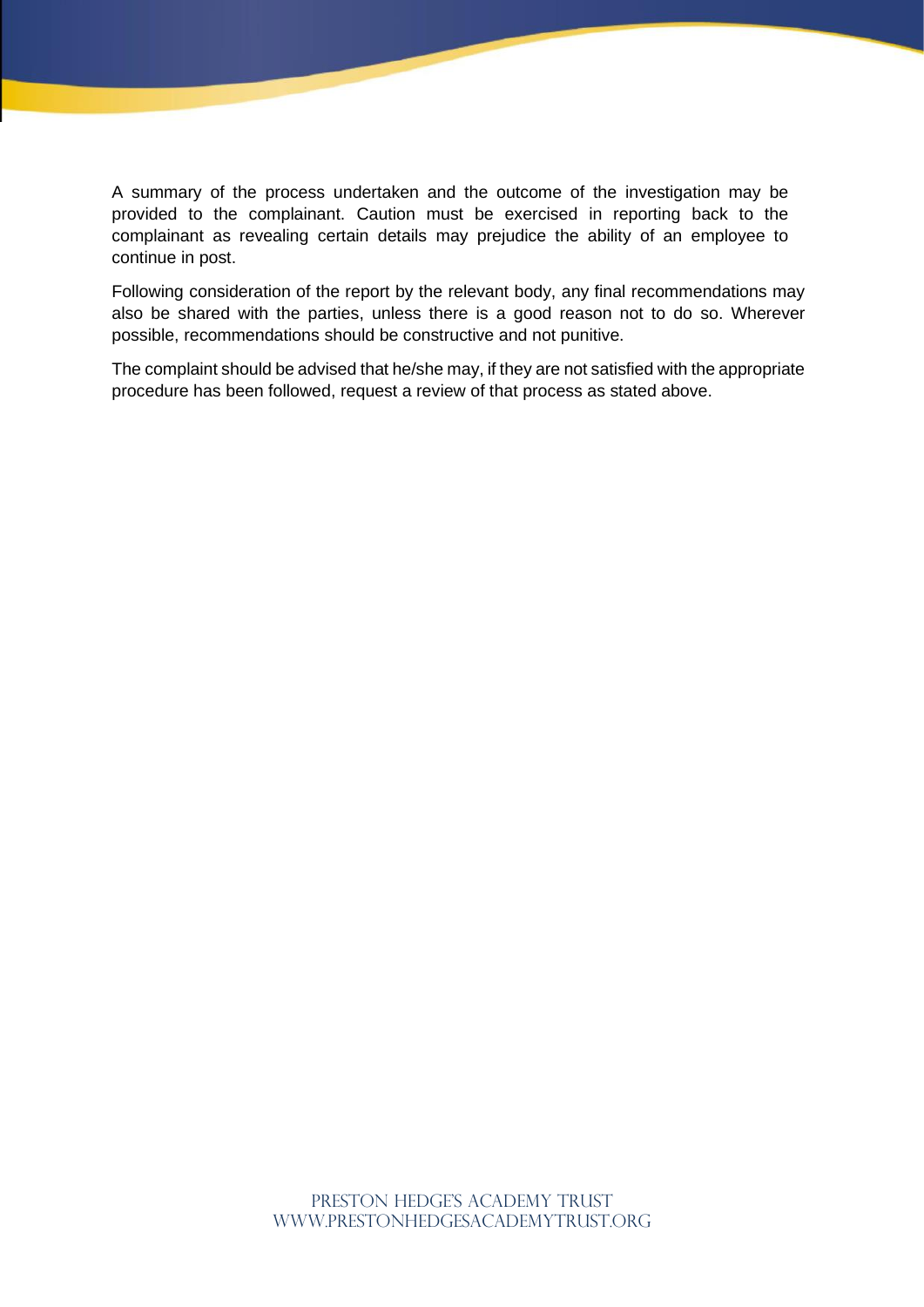A summary of the process undertaken and the outcome of the investigation may be provided to the complainant. Caution must be exercised in reporting back to the complainant as revealing certain details may prejudice the ability of an employee to continue in post.

Following consideration of the report by the relevant body, any final recommendations may also be shared with the parties, unless there is a good reason not to do so. Wherever possible, recommendations should be constructive and not punitive.

The complaint should be advised that he/she may, if they are not satisfied with the appropriate procedure has been followed, request a review of that process as stated above.